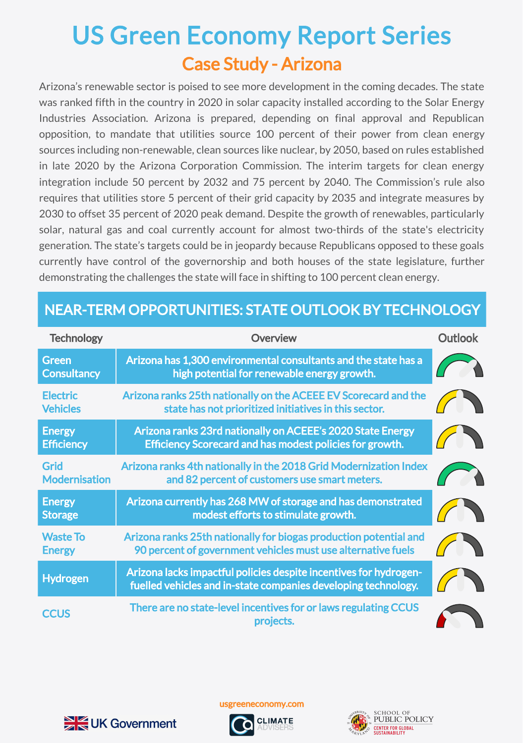# US Green Economy Report Series

## Case Study - Arizona

Arizona's renewable sector is poised to see more development in the coming decades. The state was ranked fifth in the country in 2020 in solar capacity installed according to the Solar Energy Industries Association. Arizona is prepared, depending on final approval and Republican opposition, to mandate that utilities source 100 percent of their power from clean energy sources including non-renewable, clean sources like nuclear, by 2050, based on rules established in late 2020 by the Arizona Corporation Commission. The interim targets for clean energy integration include 50 percent by 2032 and 75 percent by 2040. The Commission's rule also requires that utilities store 5 percent of their grid capacity by 2035 and integrate measures by 2030 to offset 35 percent of 2020 peak demand. Despite the growth of renewables, particularly solar, natural gas and coal currently account for almost two-thirds of the state's electricity generation. The state's targets could be in jeopardy because Republicans opposed to these goals currently have control of the governorship and both houses of the state legislature, further demonstrating the challenges the state will face in shifting to 100 percent clean energy.

## NEAR-TERM OPPORTUNITIES: STATE OUTLOOK BY TECHNOLOGY

| Technology | Overview | Outlook |
|---|---|---|
| Green Consultancy | Arizona has 1,300 environmental consultants and the state has a high potential for renewable energy growth. | |
| Electric Vehicles | Arizona ranks 25th nationally on the ACEEE EV Scorecard and the state has not prioritized initiatives in this sector. | |
| Energy Efficiency | Arizona ranks 23rd nationally on ACEEE's 2020 State Energy Efficiency Scorecard and has modest policies for growth. | |
| Grid Modernisation | Arizona ranks 4th nationally in the 2018 Grid Modernization Index and 82 percent of customers use smart meters. | |
| Energy Storage | Arizona currently has 268 MW of storage and has demonstrated modest efforts to stimulate growth. | |
| Waste To Energy | Arizona ranks 25th nationally for biogas production potential and 90 percent of government vehicles must use alternative fuels | |
| Hydrogen | Arizona lacks impactful policies despite incentives for hydrogen-fuelled vehicles and in-state companies developing technology. | |
| CCUS | There are no state-level incentives for or laws regulating CCUS projects. | |

usgreeneconomy.com

UK Government | CLIMATE ADVISERS | SCHOOL OF PUBLIC POLICY, CENTER FOR GLOBAL SUSTAINABILITY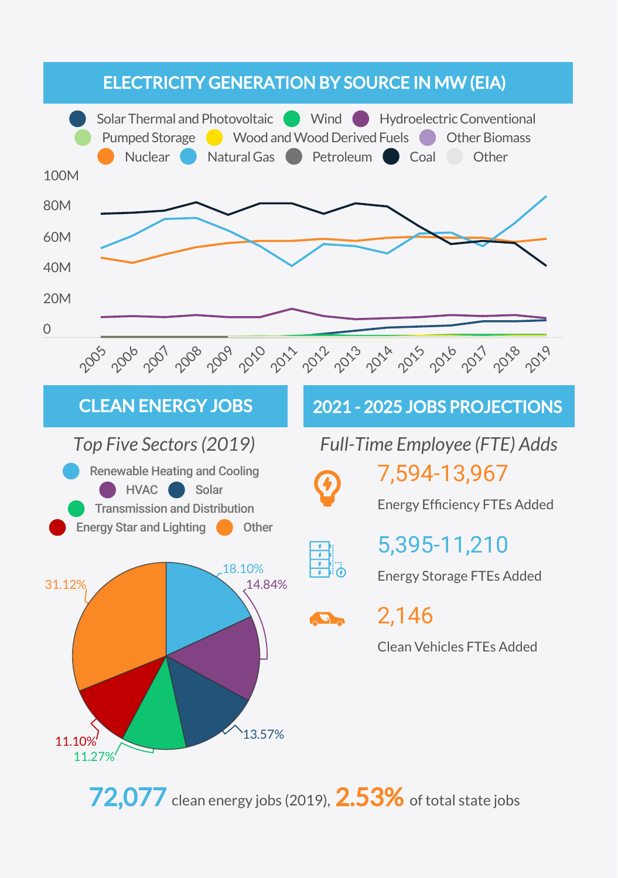## ELECTRICITY GENERATION BY SOURCE IN MW (EIA)

Solar Thermal and Photovoltaic
Wind
Hydroelectric Conventional
Pumped Storage
Wood and Wood Derived Fuels
Other Biomass
Nuclear
Natural Gas
Petroleum
Coal
Other

100M
80M
60M
40M
20M
0

2005 2006 2007 2008 2009 2010 2011 2012 2013 2014 2015 2016 2017 2018 2019

## CLEAN ENERGY JOBS

*Top Five Sectors (2019)*

Renewable Heating and Cooling
HVAC
Solar
Transmission and Distribution
Energy Star and Lighting
Other

18.10%
14.84%
13.57%
11.27%
11.10%
31.12%

## 2021 - 2025 JOBS PROJECTIONS

*Full-Time Employee (FTE) Adds*

**7,594-13,967**
Energy Efficiency FTEs Added

**5,395-11,210**
Energy Storage FTEs Added

**2,146**
Clean Vehicles FTEs Added

**72,077** clean energy jobs (2019), **2.53%** of total state jobs